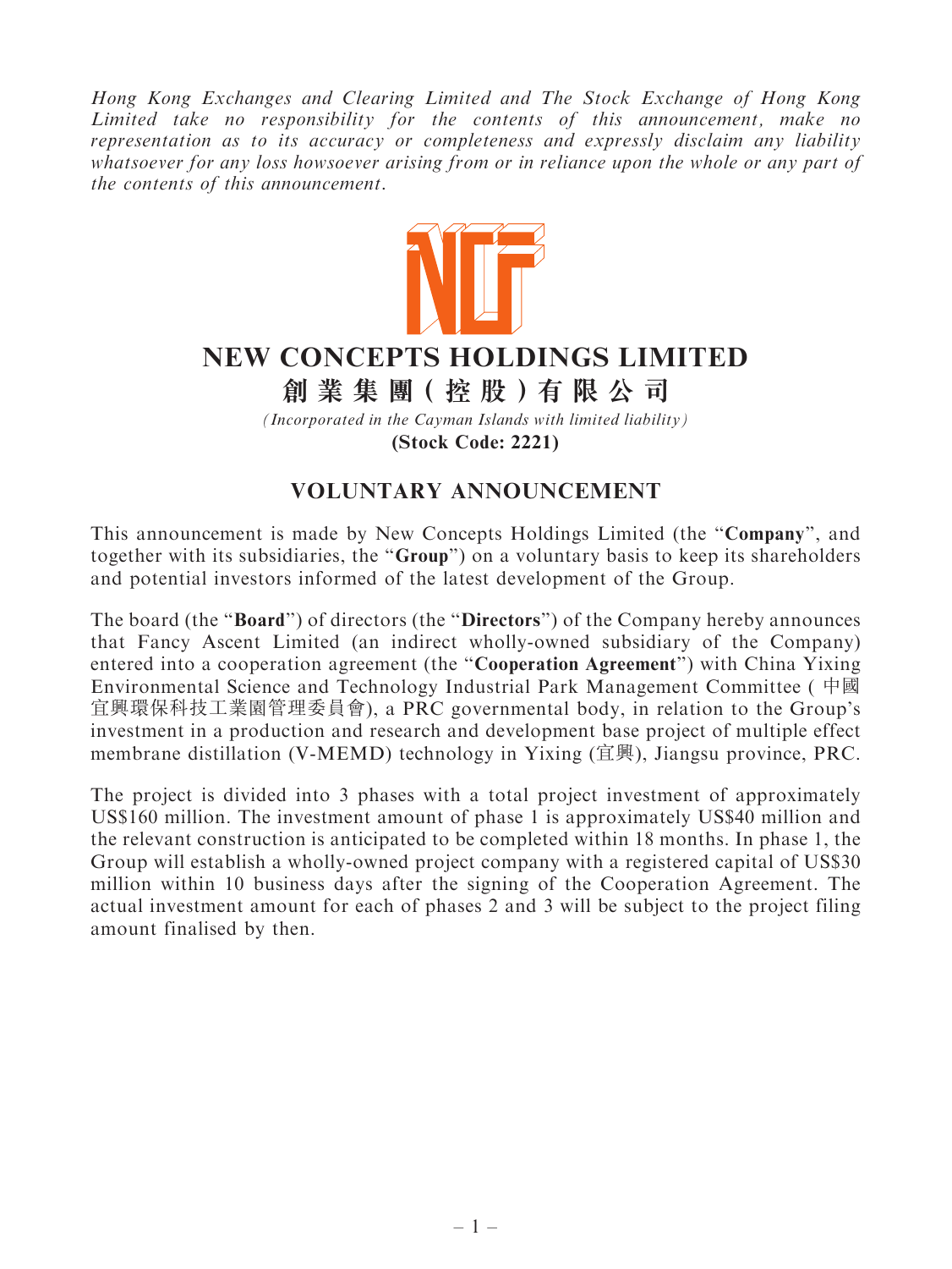*Hong Kong Exchanges and Clearing Limited and The Stock Exchange of Hong Kong Limited take no responsibility for the contents of this announcement, make no representation as to its accuracy or completeness and expressly disclaim any liability whatsoever for any loss howsoever arising from or in reliance upon the whole or any part of the contents of this announcement.*

# NEW CONCEPTS HOLDINGS LIMITED

# 創業集團(控股)有限公司

*(Incorporated in the Cayman Islands with limited liability)*

**(Stock Code: 2221)**

## VOLUNTARY ANNOUNCEMENT

This announcement is made by New Concepts Holdings Limited (the "**Company**", and together with its subsidiaries, the "**Group**") on a voluntary basis to keep its shareholders and potential investors informed of the latest development of the Group.

The board (the "**Board**") of directors (the "**Directors**") of the Company hereby announces that Fancy Ascent Limited (an indirect wholly-owned subsidiary of the Company) entered into a cooperation agreement (the "**Cooperation Agreement**") with China Yixing Environmental Science and Technology Industrial Park Management Committee (中國宜興環保科技工業園管理委員會), a PRC governmental body, in relation to the Group's investment in a production and research and development base project of multiple effect membrane distillation (V-MEMD) technology in Yixing (宜興), Jiangsu province, PRC.

The project is divided into 3 phases with a total project investment of approximately US$160 million. The investment amount of phase 1 is approximately US$40 million and the relevant construction is anticipated to be completed within 18 months. In phase 1, the Group will establish a wholly-owned project company with a registered capital of US$30 million within 10 business days after the signing of the Cooperation Agreement. The actual investment amount for each of phases 2 and 3 will be subject to the project filing amount finalised by then.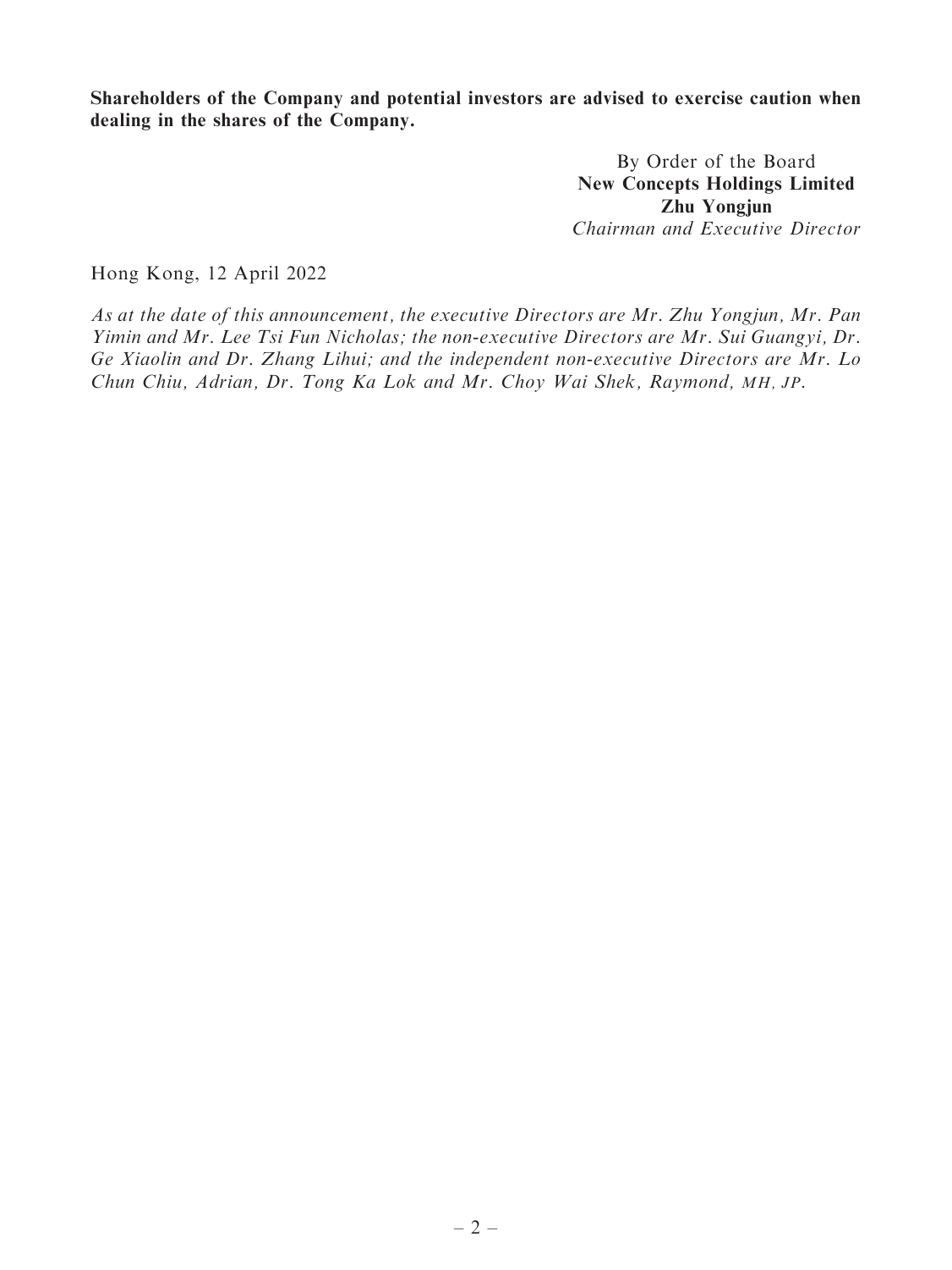**Shareholders of the Company and potential investors are advised to exercise caution when dealing in the shares of the Company.**

By Order of the Board
**New Concepts Holdings Limited**
**Zhu Yongjun**
*Chairman and Executive Director*

Hong Kong, 12 April 2022

*As at the date of this announcement, the executive Directors are Mr. Zhu Yongjun, Mr. Pan Yimin and Mr. Lee Tsi Fun Nicholas; the non-executive Directors are Mr. Sui Guangyi, Dr. Ge Xiaolin and Dr. Zhang Lihui; and the independent non-executive Directors are Mr. Lo Chun Chiu, Adrian, Dr. Tong Ka Lok and Mr. Choy Wai Shek, Raymond, MH, JP.*